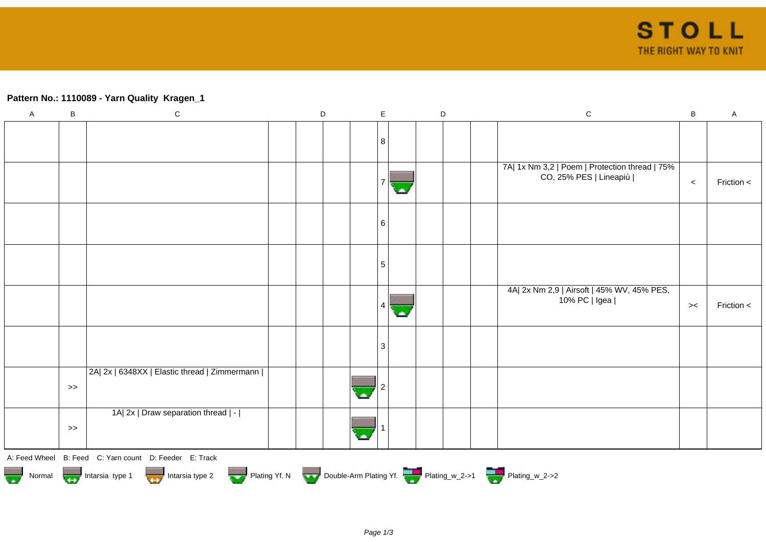**Pattern No.: 1110089 - Yarn Quality  Kragen_1**

| A | B | C | D | D | D | E | E | D | D | D | C | B | A |
|---|---|---|---|---|---|---|---|---|---|---|---|---|---|
| | | | | | | | 8 | | | | | | |
| | | | | | | | 7 | | | | | 7A\| 1x Nm 3,2 \| Poem \| Protection thread \| 75% CO, 25% PES \| Lineapiù \| | < | Friction < |
| | | | | | | | 6 | | | | | | |
| | | | | | | | 5 | | | | | | |
| | | | | | | | 4 | | | | | 4A\| 2x Nm 2,9 \| Airsoft \| 45% WV, 45% PES, 10% PC \| Igea \| | >< | Friction < |
| | | | | | | | 3 | | | | | | |
| | >> | 2A\| 2x \| 6348XX \| Elastic thread \| Zimmermann \| | | | | | 2 | | | | | | |
| | >> | 1A\| 2x \| Draw separation thread \| - \| | | | | | 1 | | | | | | |

A: Feed Wheel  B: Feed  C: Yarn count  D: Feeder  E: Track

Normal  Intarsia type 1  Intarsia type 2  Plating Yf. N  Double-Arm Plating Yf.  Plating_w_2->1  Plating_w_2->2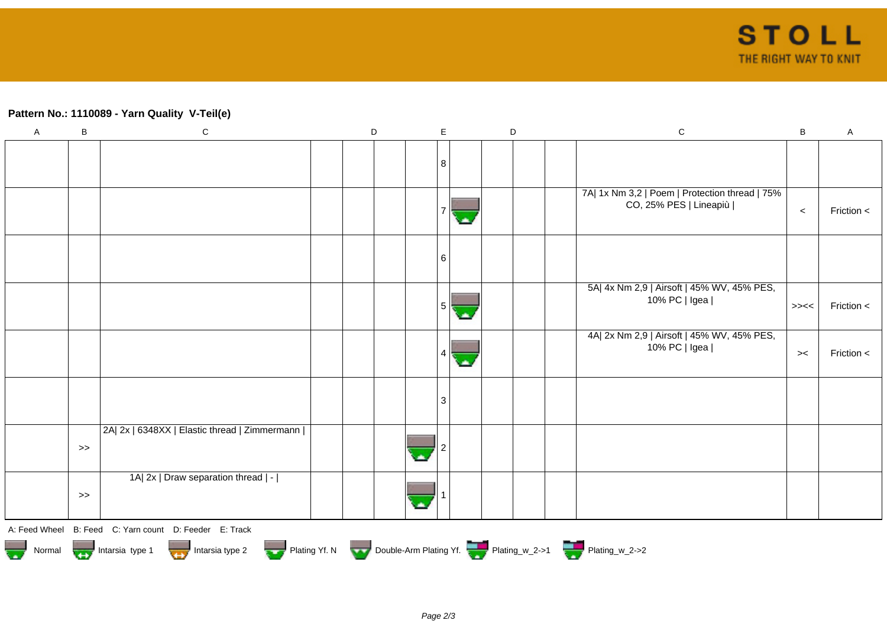**Pattern No.: 1110089 - Yarn Quality V-Teil(e)**

| A | B | C | D | D | D | D | E | D | D | D | D | C | B | A |
|---|---|---|---|---|---|---|---|---|---|---|---|---|---|---|
| | | | | | | | 8 | | | | | | | |
| | | | | | | | 7 | | | | | 7A\| 1x Nm 3,2 \| Poem \| Protection thread \| 75% CO, 25% PES \| Lineapiù \| | < | Friction < |
| | | | | | | | 6 | | | | | | | |
| | | | | | | | 5 | | | | | 5A\| 4x Nm 2,9 \| Airsoft \| 45% WV, 45% PES, 10% PC \| Igea \| | >>< < | Friction < |
| | | | | | | | 4 | | | | | 4A\| 2x Nm 2,9 \| Airsoft \| 45% WV, 45% PES, 10% PC \| Igea \| | >< | Friction < |
| | | | | | | | 3 | | | | | | | |
| | >> | 2A\| 2x \| 6348XX \| Elastic thread \| Zimmermann \| | | | | | 2 | | | | | | | |
| | >> | 1A\| 2x \| Draw separation thread \| - \| | | | | | 1 | | | | | | | |

A: Feed Wheel B: Feed C: Yarn count D: Feeder E: Track

Normal Intarsia type 1 Intarsia type 2 Plating Yf. N Double-Arm Plating Yf. Plating_w_2->1 Plating_w_2->2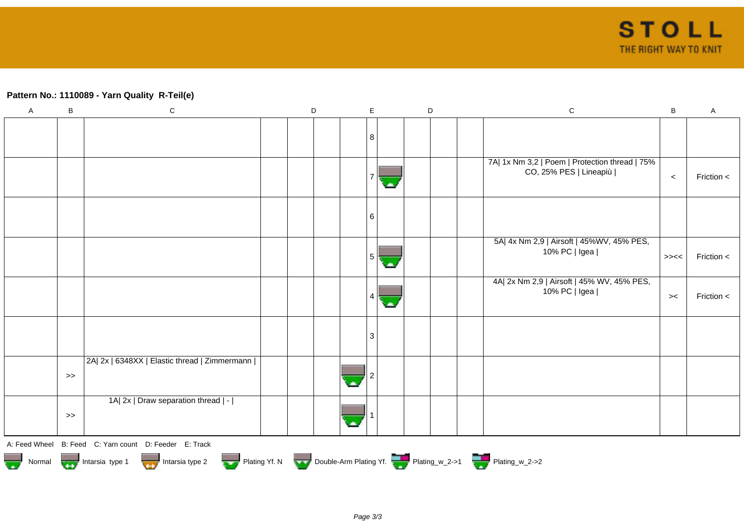**Pattern No.: 1110089 - Yarn Quality  R-Teil(e)**

| A | B | C | D | D | D | D | E | D | D | D | D | C | B | A |
|---|---|---|---|---|---|---|---|---|---|---|---|---|---|---|
| | | | | | | | 8 | | | | | | | |
| | | | | | | | 7 | | | | | 7A\| 1x Nm 3,2 \| Poem \| Protection thread \| 75% CO, 25% PES \| Lineapiù \| | < | Friction < |
| | | | | | | | 6 | | | | | | | |
| | | | | | | | 5 | | | | | 5A\| 4x Nm 2,9 \| Airsoft \| 45%WV, 45% PES, 10% PC \| Igea \| | >><< | Friction < |
| | | | | | | | 4 | | | | | 4A\| 2x Nm 2,9 \| Airsoft \| 45% WV, 45% PES, 10% PC \| Igea \| | >< | Friction < |
| | | | | | | | 3 | | | | | | | |
| | >> | 2A\| 2x \| 6348XX \| Elastic thread \| Zimmermann \| | | | | | 2 | | | | | | | |
| | >> | 1A\| 2x \| Draw separation thread \| - \| | | | | | 1 | | | | | | | |

A: Feed Wheel B: Feed C: Yarn count D: Feeder E: Track

Normal | Intarsia type 1 | Intarsia type 2 | Plating Yf. N | Double-Arm Plating Yf. | Plating_w_2->1 | Plating_w_2->2